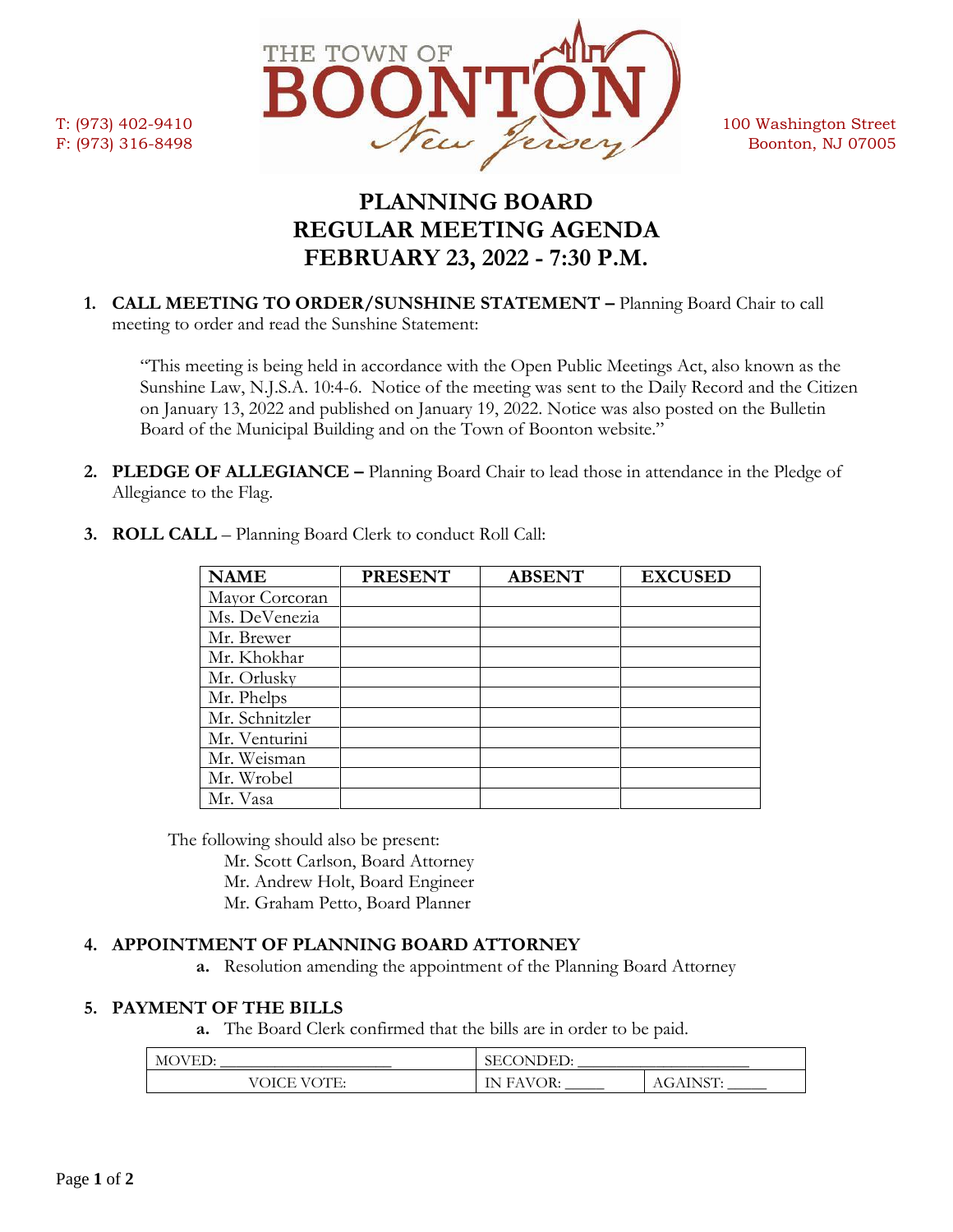T: (973) 402-9410
F: (973) 316-8498

THE TOWN OF BOONTON New Jersey

100 Washington Street
Boonton, NJ 07005

# PLANNING BOARD
# REGULAR MEETING AGENDA
# FEBRUARY 23, 2022 - 7:30 P.M.

1. **CALL MEETING TO ORDER/SUNSHINE STATEMENT –** Planning Board Chair to call meeting to order and read the Sunshine Statement:

   "This meeting is being held in accordance with the Open Public Meetings Act, also known as the Sunshine Law, N.J.S.A. 10:4-6. Notice of the meeting was sent to the Daily Record and the Citizen on January 13, 2022 and published on January 19, 2022. Notice was also posted on the Bulletin Board of the Municipal Building and on the Town of Boonton website."

2. **PLEDGE OF ALLEGIANCE –** Planning Board Chair to lead those in attendance in the Pledge of Allegiance to the Flag.

3. **ROLL CALL** – Planning Board Clerk to conduct Roll Call:

| NAME | PRESENT | ABSENT | EXCUSED |
|---|---|---|---|
| Mayor Corcoran | | | |
| Ms. DeVenezia | | | |
| Mr. Brewer | | | |
| Mr. Khokhar | | | |
| Mr. Orlusky | | | |
| Mr. Phelps | | | |
| Mr. Schnitzler | | | |
| Mr. Venturini | | | |
| Mr. Weisman | | | |
| Mr. Wrobel | | | |
| Mr. Vasa | | | |

   The following should also be present:
   Mr. Scott Carlson, Board Attorney
   Mr. Andrew Holt, Board Engineer
   Mr. Graham Petto, Board Planner

4. **APPOINTMENT OF PLANNING BOARD ATTORNEY**
   a. Resolution amending the appointment of the Planning Board Attorney

5. **PAYMENT OF THE BILLS**
   a. The Board Clerk confirmed that the bills are in order to be paid.

| MOVED: ____________________ | SECONDED: ____________________ | |
|---|---|---|
| VOICE VOTE: | IN FAVOR: _____ | AGAINST: _____ |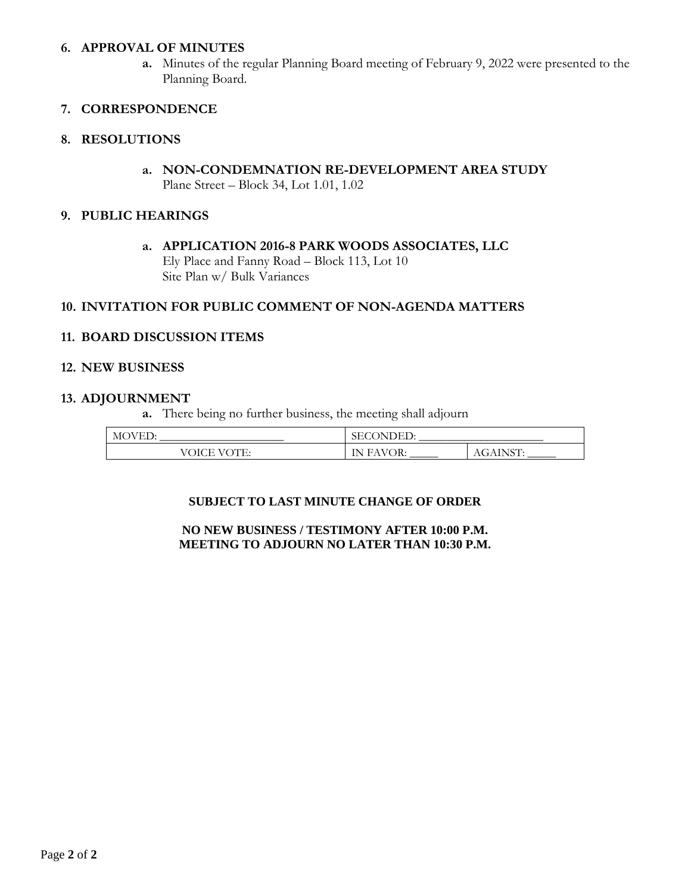## 6. APPROVAL OF MINUTES

**a.** Minutes of the regular Planning Board meeting of February 9, 2022 were presented to the Planning Board.

## 7. CORRESPONDENCE

## 8. RESOLUTIONS

**a. NON-CONDEMNATION RE-DEVELOPMENT AREA STUDY**
Plane Street – Block 34, Lot 1.01, 1.02

## 9. PUBLIC HEARINGS

**a. APPLICATION 2016-8 PARK WOODS ASSOCIATES, LLC**
Ely Place and Fanny Road – Block 113, Lot 10
Site Plan w/ Bulk Variances

## 10. INVITATION FOR PUBLIC COMMENT OF NON-AGENDA MATTERS

## 11. BOARD DISCUSSION ITEMS

## 12. NEW BUSINESS

## 13. ADJOURNMENT

**a.** There being no further business, the meeting shall adjourn

| | | |
|---|---|---|
| MOVED: ____________________ | SECONDED: ____________________ | |
| VOICE VOTE: | IN FAVOR: _____ | AGAINST: _____ |

**SUBJECT TO LAST MINUTE CHANGE OF ORDER**

**NO NEW BUSINESS / TESTIMONY AFTER 10:00 P.M.**
**MEETING TO ADJOURN NO LATER THAN 10:30 P.M.**